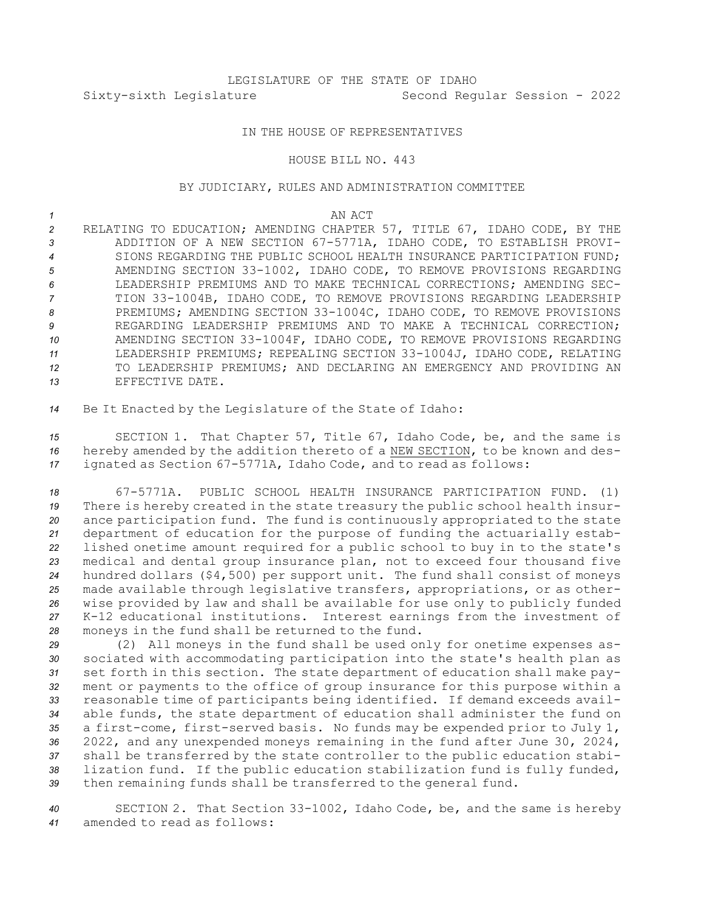LEGISLATURE OF THE STATE OF IDAHO

Sixty-sixth Legislature Second Regular Session - 2022

IN THE HOUSE OF REPRESENTATIVES

HOUSE BILL NO. 443

BY JUDICIARY, RULES AND ADMINISTRATION COMMITTEE

AN ACT

RELATING TO EDUCATION; AMENDING CHAPTER 57, TITLE 67, IDAHO CODE, BY THE ADDITION OF A NEW SECTION 67-5771A, IDAHO CODE, TO ESTABLISH PROVISIONS REGARDING THE PUBLIC SCHOOL HEALTH INSURANCE PARTICIPATION FUND; AMENDING SECTION 33-1002, IDAHO CODE, TO REMOVE PROVISIONS REGARDING LEADERSHIP PREMIUMS AND TO MAKE TECHNICAL CORRECTIONS; AMENDING SECTION 33-1004B, IDAHO CODE, TO REMOVE PROVISIONS REGARDING LEADERSHIP PREMIUMS; AMENDING SECTION 33-1004C, IDAHO CODE, TO REMOVE PROVISIONS REGARDING LEADERSHIP PREMIUMS AND TO MAKE A TECHNICAL CORRECTION; AMENDING SECTION 33-1004F, IDAHO CODE, TO REMOVE PROVISIONS REGARDING LEADERSHIP PREMIUMS; REPEALING SECTION 33-1004J, IDAHO CODE, RELATING TO LEADERSHIP PREMIUMS; AND DECLARING AN EMERGENCY AND PROVIDING AN EFFECTIVE DATE.

Be It Enacted by the Legislature of the State of Idaho:

SECTION 1. That Chapter 57, Title 67, Idaho Code, be, and the same is hereby amended by the addition thereto of a NEW SECTION, to be known and designated as Section 67-5771A, Idaho Code, and to read as follows:

67-5771A. PUBLIC SCHOOL HEALTH INSURANCE PARTICIPATION FUND. (1) There is hereby created in the state treasury the public school health insurance participation fund. The fund is continuously appropriated to the state department of education for the purpose of funding the actuarially established onetime amount required for a public school to buy in to the state's medical and dental group insurance plan, not to exceed four thousand five hundred dollars ($4,500) per support unit. The fund shall consist of moneys made available through legislative transfers, appropriations, or as otherwise provided by law and shall be available for use only to publicly funded K-12 educational institutions. Interest earnings from the investment of moneys in the fund shall be returned to the fund.

(2) All moneys in the fund shall be used only for onetime expenses associated with accommodating participation into the state's health plan as set forth in this section. The state department of education shall make payment or payments to the office of group insurance for this purpose within a reasonable time of participants being identified. If demand exceeds available funds, the state department of education shall administer the fund on a first-come, first-served basis. No funds may be expended prior to July 1, 2022, and any unexpended moneys remaining in the fund after June 30, 2024, shall be transferred by the state controller to the public education stabilization fund. If the public education stabilization fund is fully funded, then remaining funds shall be transferred to the general fund.

SECTION 2. That Section 33-1002, Idaho Code, be, and the same is hereby amended to read as follows: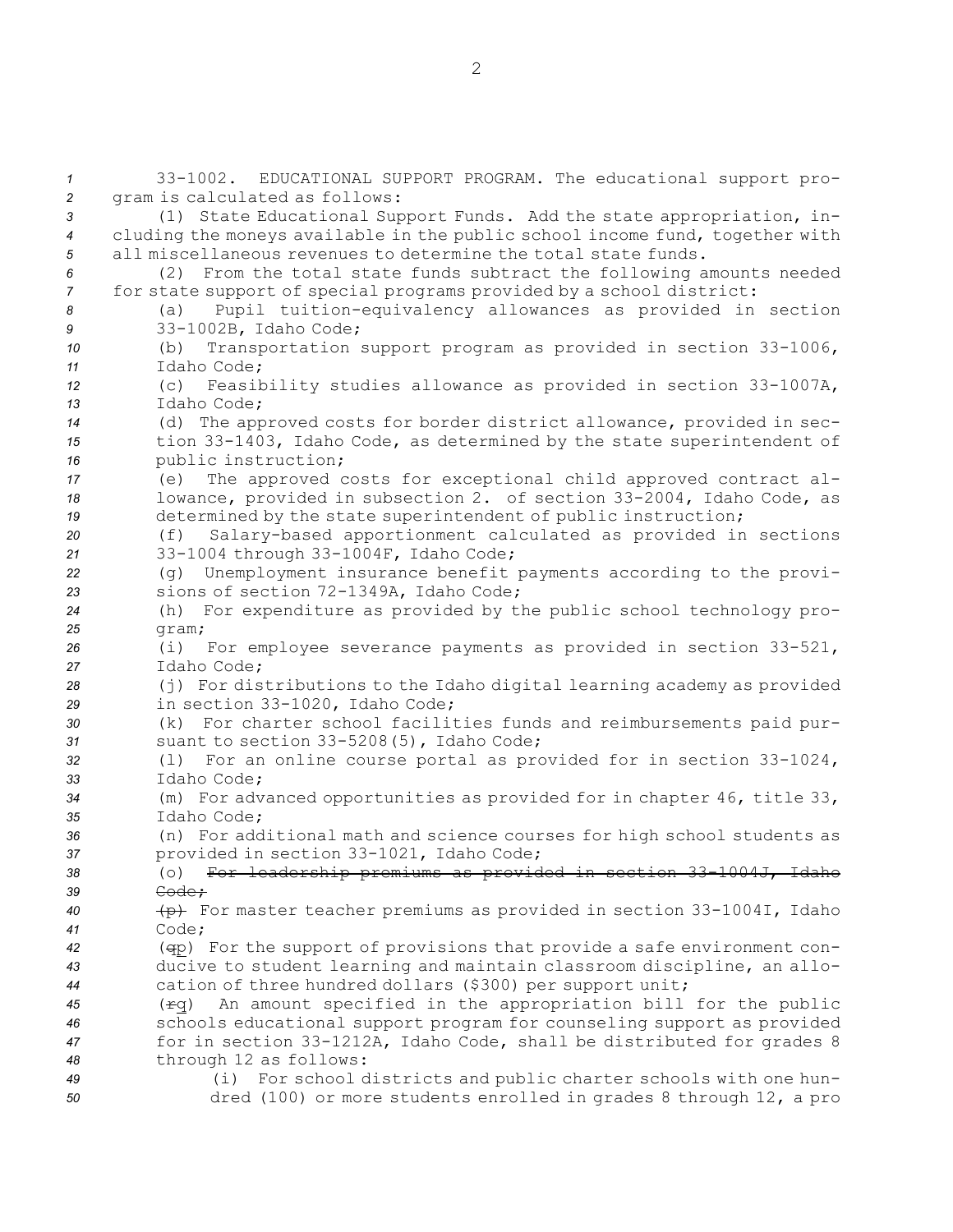33-1002. EDUCATIONAL SUPPORT PROGRAM. The educational support program is calculated as follows:

(1) State Educational Support Funds. Add the state appropriation, including the moneys available in the public school income fund, together with all miscellaneous revenues to determine the total state funds.

(2) From the total state funds subtract the following amounts needed for state support of special programs provided by a school district:

(a) Pupil tuition-equivalency allowances as provided in section 33-1002B, Idaho Code;

(b) Transportation support program as provided in section 33-1006, Idaho Code;

(c) Feasibility studies allowance as provided in section 33-1007A, Idaho Code;

(d) The approved costs for border district allowance, provided in section 33-1403, Idaho Code, as determined by the state superintendent of public instruction;

(e) The approved costs for exceptional child approved contract allowance, provided in subsection 2. of section 33-2004, Idaho Code, as determined by the state superintendent of public instruction;

(f) Salary-based apportionment calculated as provided in sections 33-1004 through 33-1004F, Idaho Code;

(g) Unemployment insurance benefit payments according to the provisions of section 72-1349A, Idaho Code;

(h) For expenditure as provided by the public school technology program;

(i) For employee severance payments as provided in section 33-521, Idaho Code;

(j) For distributions to the Idaho digital learning academy as provided in section 33-1020, Idaho Code;

(k) For charter school facilities funds and reimbursements paid pursuant to section 33-5208(5), Idaho Code;

(l) For an online course portal as provided for in section 33-1024, Idaho Code;

(m) For advanced opportunities as provided for in chapter 46, title 33, Idaho Code;

(n) For additional math and science courses for high school students as provided in section 33-1021, Idaho Code;

(o) ~~For leadership premiums as provided in section 33-1004J, Idaho Code;~~

~~(p)~~ For master teacher premiums as provided in section 33-1004I, Idaho Code;

(~~q~~p) For the support of provisions that provide a safe environment conducive to student learning and maintain classroom discipline, an allocation of three hundred dollars ($300) per support unit;

(~~r~~q) An amount specified in the appropriation bill for the public schools educational support program for counseling support as provided for in section 33-1212A, Idaho Code, shall be distributed for grades 8 through 12 as follows:

(i) For school districts and public charter schools with one hundred (100) or more students enrolled in grades 8 through 12, a pro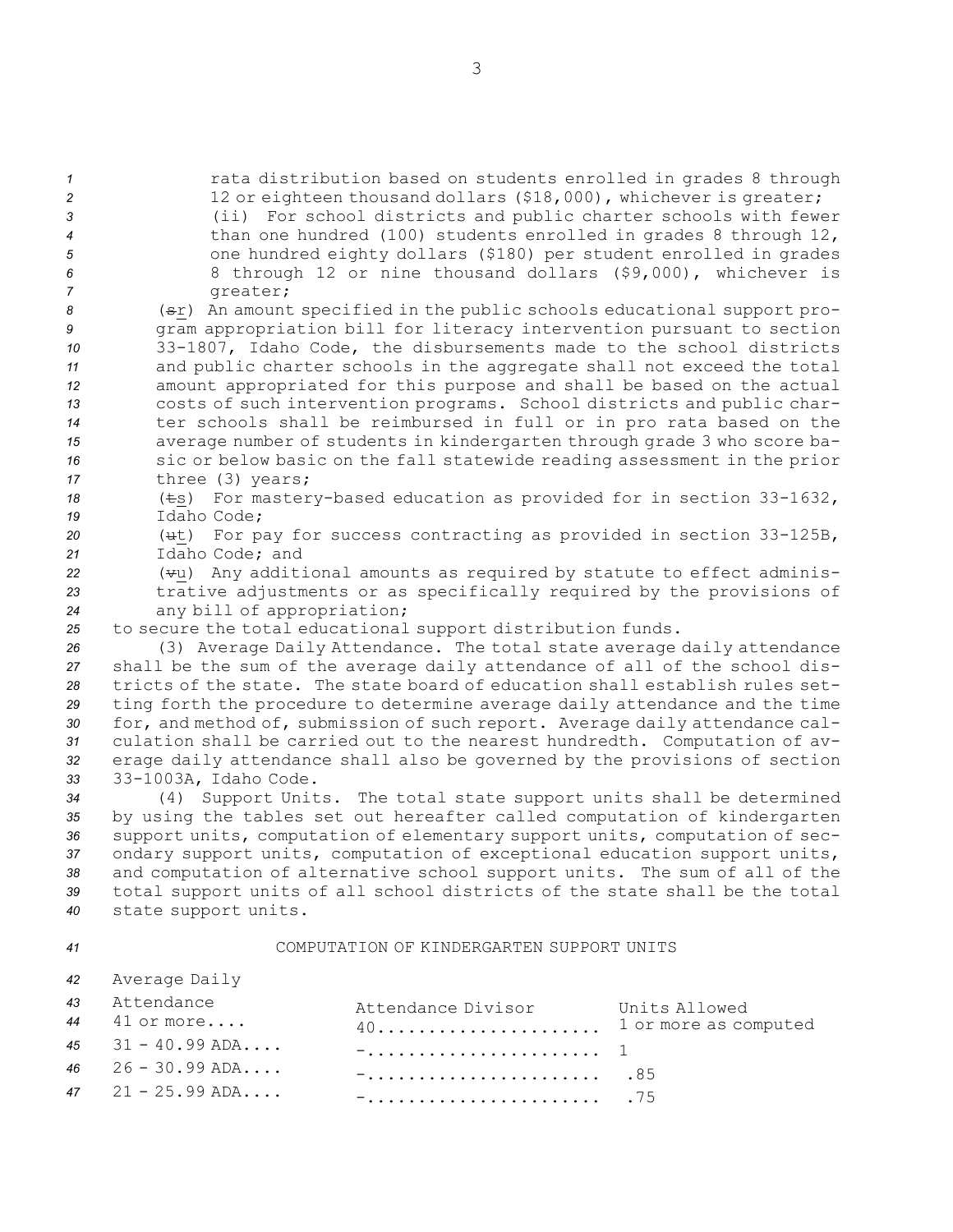rata distribution based on students enrolled in grades 8 through 12 or eighteen thousand dollars ($18,000), whichever is greater;

(ii) For school districts and public charter schools with fewer than one hundred (100) students enrolled in grades 8 through 12, one hundred eighty dollars ($180) per student enrolled in grades 8 through 12 or nine thousand dollars ($9,000), whichever is greater;

(~~s~~r) An amount specified in the public schools educational support program appropriation bill for literacy intervention pursuant to section 33-1807, Idaho Code, the disbursements made to the school districts and public charter schools in the aggregate shall not exceed the total amount appropriated for this purpose and shall be based on the actual costs of such intervention programs. School districts and public charter schools shall be reimbursed in full or in pro rata based on the average number of students in kindergarten through grade 3 who score basic or below basic on the fall statewide reading assessment in the prior three (3) years;

(~~t~~s) For mastery-based education as provided for in section 33-1632, Idaho Code;

(~~u~~t) For pay for success contracting as provided in section 33-125B, Idaho Code; and

(~~v~~u) Any additional amounts as required by statute to effect administrative adjustments or as specifically required by the provisions of any bill of appropriation;

to secure the total educational support distribution funds.

(3) Average Daily Attendance. The total state average daily attendance shall be the sum of the average daily attendance of all of the school districts of the state. The state board of education shall establish rules setting forth the procedure to determine average daily attendance and the time for, and method of, submission of such report. Average daily attendance calculation shall be carried out to the nearest hundredth. Computation of average daily attendance shall also be governed by the provisions of section 33-1003A, Idaho Code.

(4) Support Units. The total state support units shall be determined by using the tables set out hereafter called computation of kindergarten support units, computation of elementary support units, computation of secondary support units, computation of exceptional education support units, and computation of alternative school support units. The sum of all of the total support units of all school districts of the state shall be the total state support units.

COMPUTATION OF KINDERGARTEN SUPPORT UNITS

| Average Daily Attendance | Attendance Divisor | Units Allowed |
|---|---|---|
| 41 or more.... | 40...................... | 1 or more as computed |
| 31 - 40.99 ADA.... | -...................... | 1 |
| 26 - 30.99 ADA.... | -...................... | .85 |
| 21 - 25.99 ADA.... | -...................... | .75 |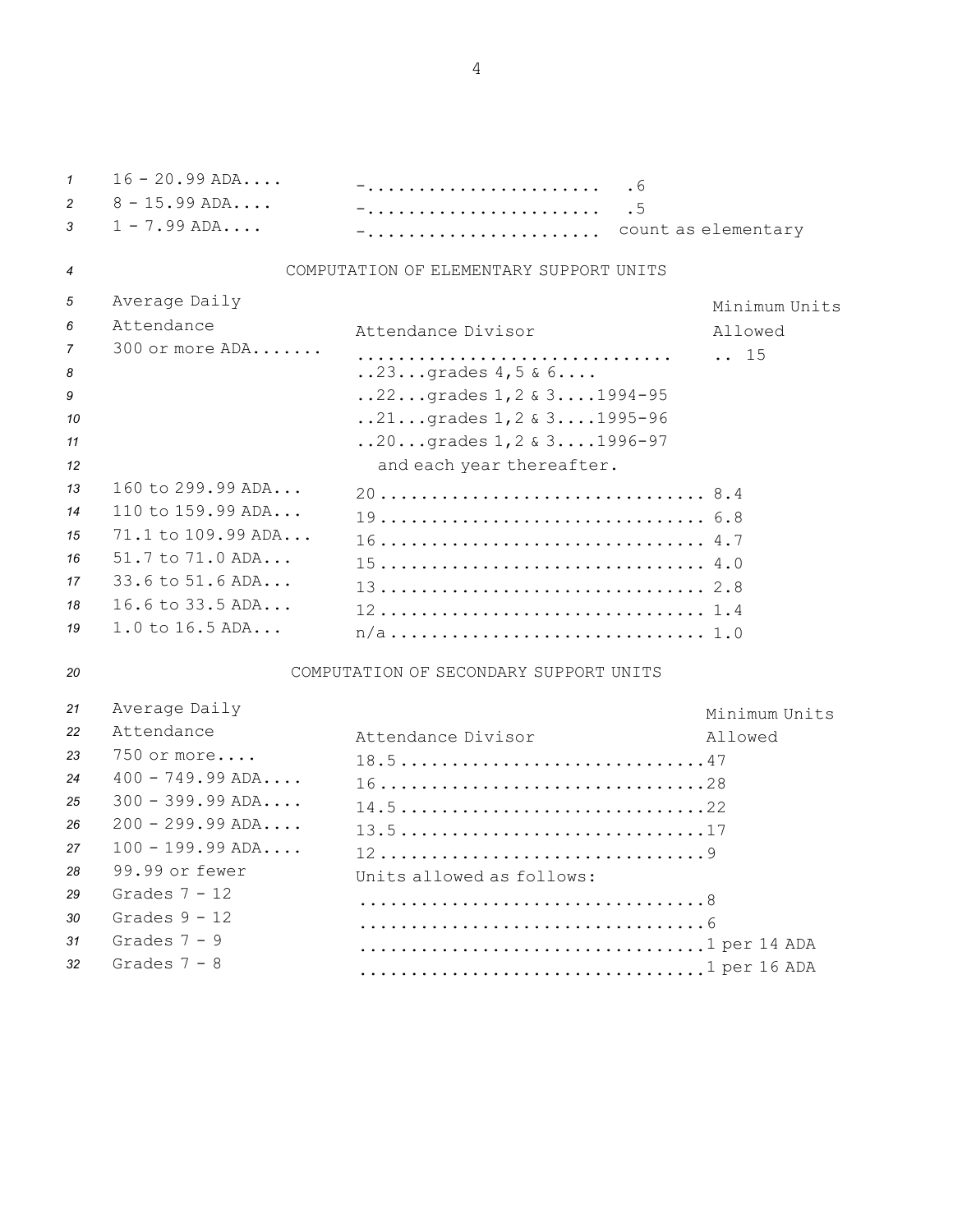| | | |
|---|---|---|
| 16 - 20.99 ADA.... | -....................... | .6 |
| 8 - 15.99 ADA.... | -....................... | .5 |
| 1 - 7.99 ADA.... | -....................... | count as elementary |

COMPUTATION OF ELEMENTARY SUPPORT UNITS

| Average Daily Attendance | Attendance Divisor | Minimum Units Allowed |
|---|---|---|
| 300 or more ADA....... | ..............................<br>..23...grades 4,5 & 6....<br>..22...grades 1,2 & 3....1994-95<br>..21...grades 1,2 & 3....1995-96<br>..20...grades 1,2 & 3....1996-97<br>and each year thereafter. | .. 15 |
| 160 to 299.99 ADA... | 20 ............................... | 8.4 |
| 110 to 159.99 ADA... | 19 ............................... | 6.8 |
| 71.1 to 109.99 ADA... | 16 ............................... | 4.7 |
| 51.7 to 71.0 ADA... | 15 ............................... | 4.0 |
| 33.6 to 51.6 ADA... | 13 ............................... | 2.8 |
| 16.6 to 33.5 ADA... | 12 ............................... | 1.4 |
| 1.0 to 16.5 ADA... | n/a .............................. | 1.0 |

COMPUTATION OF SECONDARY SUPPORT UNITS

| Average Daily Attendance | Attendance Divisor | Minimum Units Allowed |
|---|---|---|
| 750 or more.... | 18.5.............................. | 47 |
| 400 - 749.99 ADA.... | 16................................ | 28 |
| 300 - 399.99 ADA.... | 14.5.............................. | 22 |
| 200 - 299.99 ADA.... | 13.5.............................. | 17 |
| 100 - 199.99 ADA.... | 12................................ | 9 |
| 99.99 or fewer | Units allowed as follows: | |
| Grades 7 - 12 | .................................. | 8 |
| Grades 9 - 12 | .................................. | 6 |
| Grades 7 - 9 | .................................. | 1 per 14 ADA |
| Grades 7 - 8 | .................................. | 1 per 16 ADA |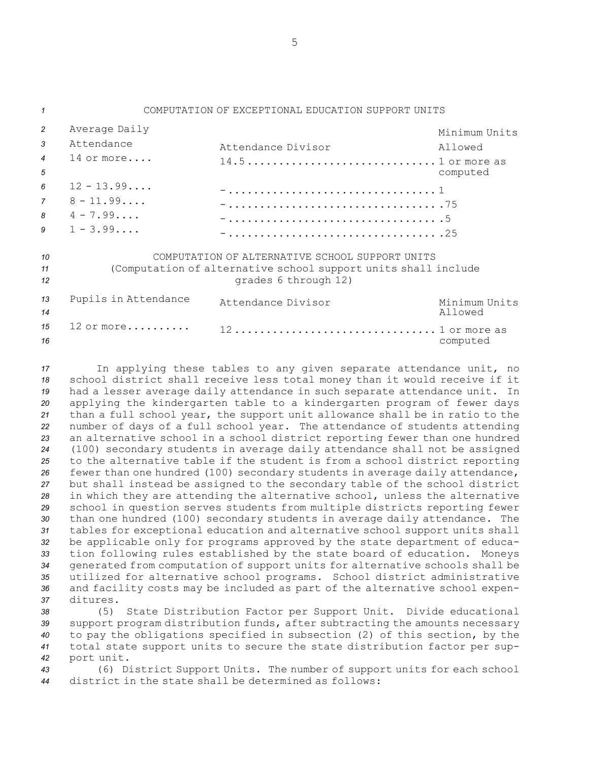COMPUTATION OF EXCEPTIONAL EDUCATION SUPPORT UNITS

| Average Daily Attendance | Attendance Divisor | Minimum Units Allowed |
|---|---|---|
| 14 or more.... | 14.5 | 1 or more as computed |
| 12 - 13.99.... | - | 1 |
| 8 - 11.99.... | - | .75 |
| 4 - 7.99.... | - | .5 |
| 1 - 3.99.... | - | .25 |

COMPUTATION OF ALTERNATIVE SCHOOL SUPPORT UNITS
(Computation of alternative school support units shall include grades 6 through 12)

| Pupils in Attendance | Attendance Divisor | Minimum Units Allowed |
|---|---|---|
| 12 or more.......... | 12 | 1 or more as computed |

In applying these tables to any given separate attendance unit, no school district shall receive less total money than it would receive if it had a lesser average daily attendance in such separate attendance unit. In applying the kindergarten table to a kindergarten program of fewer days than a full school year, the support unit allowance shall be in ratio to the number of days of a full school year. The attendance of students attending an alternative school in a school district reporting fewer than one hundred (100) secondary students in average daily attendance shall not be assigned to the alternative table if the student is from a school district reporting fewer than one hundred (100) secondary students in average daily attendance, but shall instead be assigned to the secondary table of the school district in which they are attending the alternative school, unless the alternative school in question serves students from multiple districts reporting fewer than one hundred (100) secondary students in average daily attendance. The tables for exceptional education and alternative school support units shall be applicable only for programs approved by the state department of education following rules established by the state board of education. Moneys generated from computation of support units for alternative schools shall be utilized for alternative school programs. School district administrative and facility costs may be included as part of the alternative school expenditures.

(5) State Distribution Factor per Support Unit. Divide educational support program distribution funds, after subtracting the amounts necessary to pay the obligations specified in subsection (2) of this section, by the total state support units to secure the state distribution factor per support unit.

(6) District Support Units. The number of support units for each school district in the state shall be determined as follows: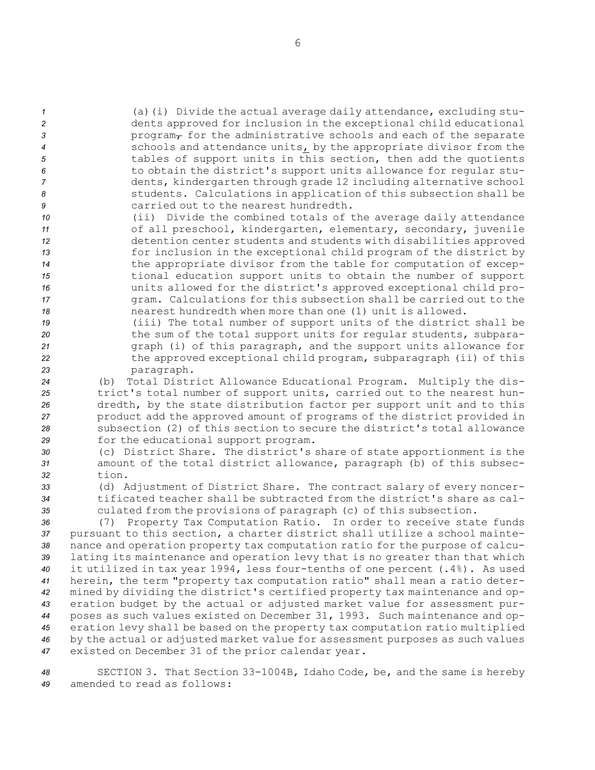(a)(i) Divide the actual average daily attendance, excluding students approved for inclusion in the exceptional child educational program, for the administrative schools and each of the separate schools and attendance units, by the appropriate divisor from the tables of support units in this section, then add the quotients to obtain the district's support units allowance for regular students, kindergarten through grade 12 including alternative school students. Calculations in application of this subsection shall be carried out to the nearest hundredth.

(ii) Divide the combined totals of the average daily attendance of all preschool, kindergarten, elementary, secondary, juvenile detention center students and students with disabilities approved for inclusion in the exceptional child program of the district by the appropriate divisor from the table for computation of exceptional education support units to obtain the number of support units allowed for the district's approved exceptional child program. Calculations for this subsection shall be carried out to the nearest hundredth when more than one (1) unit is allowed.

(iii) The total number of support units of the district shall be the sum of the total support units for regular students, subparagraph (i) of this paragraph, and the support units allowance for the approved exceptional child program, subparagraph (ii) of this paragraph.

(b) Total District Allowance Educational Program. Multiply the district's total number of support units, carried out to the nearest hundredth, by the state distribution factor per support unit and to this product add the approved amount of programs of the district provided in subsection (2) of this section to secure the district's total allowance for the educational support program.

(c) District Share. The district's share of state apportionment is the amount of the total district allowance, paragraph (b) of this subsection.

(d) Adjustment of District Share. The contract salary of every noncertificated teacher shall be subtracted from the district's share as calculated from the provisions of paragraph (c) of this subsection.

(7) Property Tax Computation Ratio. In order to receive state funds pursuant to this section, a charter district shall utilize a school maintenance and operation property tax computation ratio for the purpose of calculating its maintenance and operation levy that is no greater than that which it utilized in tax year 1994, less four-tenths of one percent (.4%). As used herein, the term "property tax computation ratio" shall mean a ratio determined by dividing the district's certified property tax maintenance and operation budget by the actual or adjusted market value for assessment purposes as such values existed on December 31, 1993. Such maintenance and operation levy shall be based on the property tax computation ratio multiplied by the actual or adjusted market value for assessment purposes as such values existed on December 31 of the prior calendar year.

SECTION 3. That Section 33-1004B, Idaho Code, be, and the same is hereby amended to read as follows: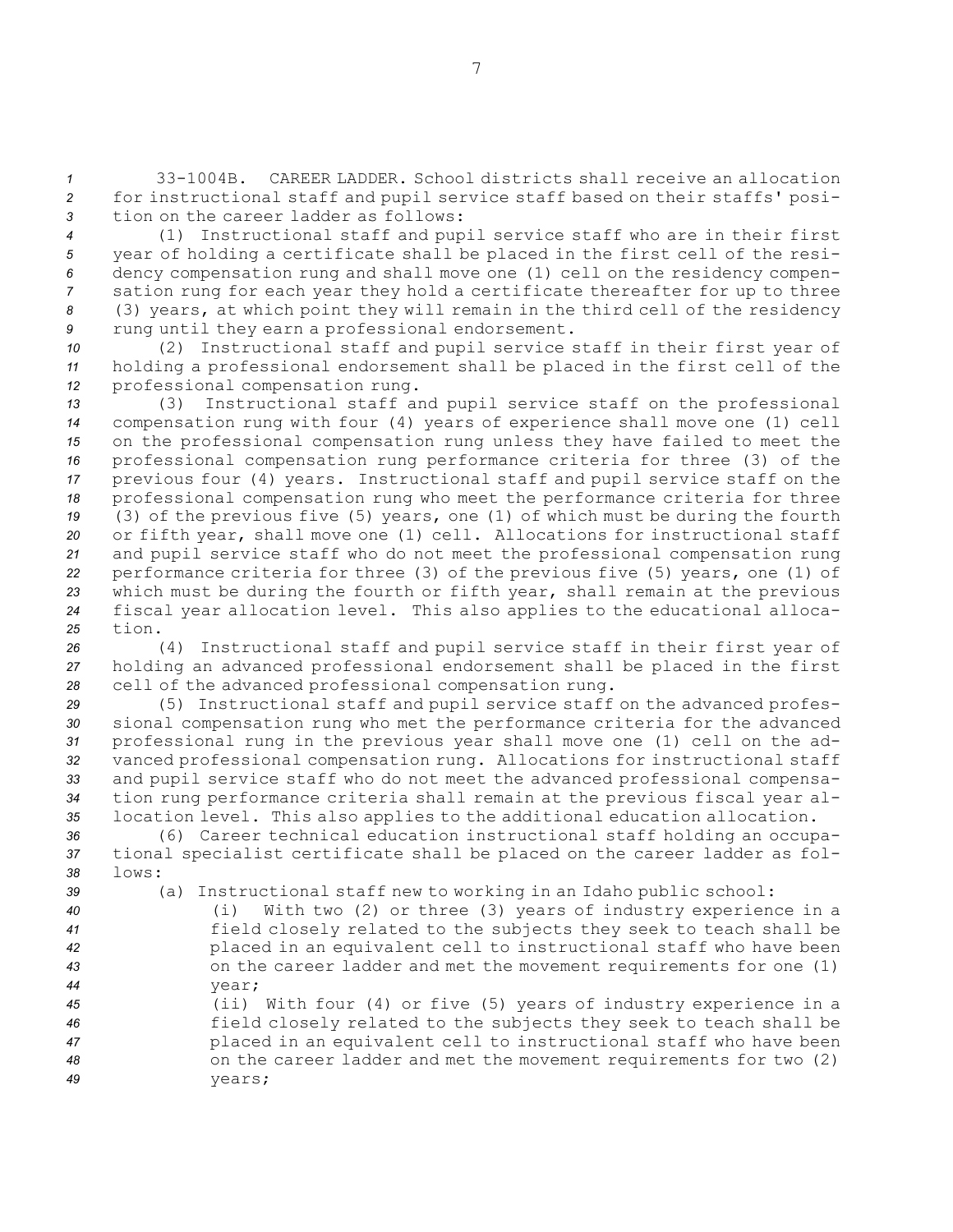33-1004B. CAREER LADDER. School districts shall receive an allocation for instructional staff and pupil service staff based on their staffs' position on the career ladder as follows:

(1) Instructional staff and pupil service staff who are in their first year of holding a certificate shall be placed in the first cell of the residency compensation rung and shall move one (1) cell on the residency compensation rung for each year they hold a certificate thereafter for up to three (3) years, at which point they will remain in the third cell of the residency rung until they earn a professional endorsement.

(2) Instructional staff and pupil service staff in their first year of holding a professional endorsement shall be placed in the first cell of the professional compensation rung.

(3) Instructional staff and pupil service staff on the professional compensation rung with four (4) years of experience shall move one (1) cell on the professional compensation rung unless they have failed to meet the professional compensation rung performance criteria for three (3) of the previous four (4) years. Instructional staff and pupil service staff on the professional compensation rung who meet the performance criteria for three (3) of the previous five (5) years, one (1) of which must be during the fourth or fifth year, shall move one (1) cell. Allocations for instructional staff and pupil service staff who do not meet the professional compensation rung performance criteria for three (3) of the previous five (5) years, one (1) of which must be during the fourth or fifth year, shall remain at the previous fiscal year allocation level. This also applies to the educational allocation.

(4) Instructional staff and pupil service staff in their first year of holding an advanced professional endorsement shall be placed in the first cell of the advanced professional compensation rung.

(5) Instructional staff and pupil service staff on the advanced professional compensation rung who met the performance criteria for the advanced professional rung in the previous year shall move one (1) cell on the advanced professional compensation rung. Allocations for instructional staff and pupil service staff who do not meet the advanced professional compensation rung performance criteria shall remain at the previous fiscal year allocation level. This also applies to the additional education allocation.

(6) Career technical education instructional staff holding an occupational specialist certificate shall be placed on the career ladder as follows:

(a) Instructional staff new to working in an Idaho public school:

(i) With two (2) or three (3) years of industry experience in a field closely related to the subjects they seek to teach shall be placed in an equivalent cell to instructional staff who have been on the career ladder and met the movement requirements for one (1) year;

(ii) With four (4) or five (5) years of industry experience in a field closely related to the subjects they seek to teach shall be placed in an equivalent cell to instructional staff who have been on the career ladder and met the movement requirements for two (2) years;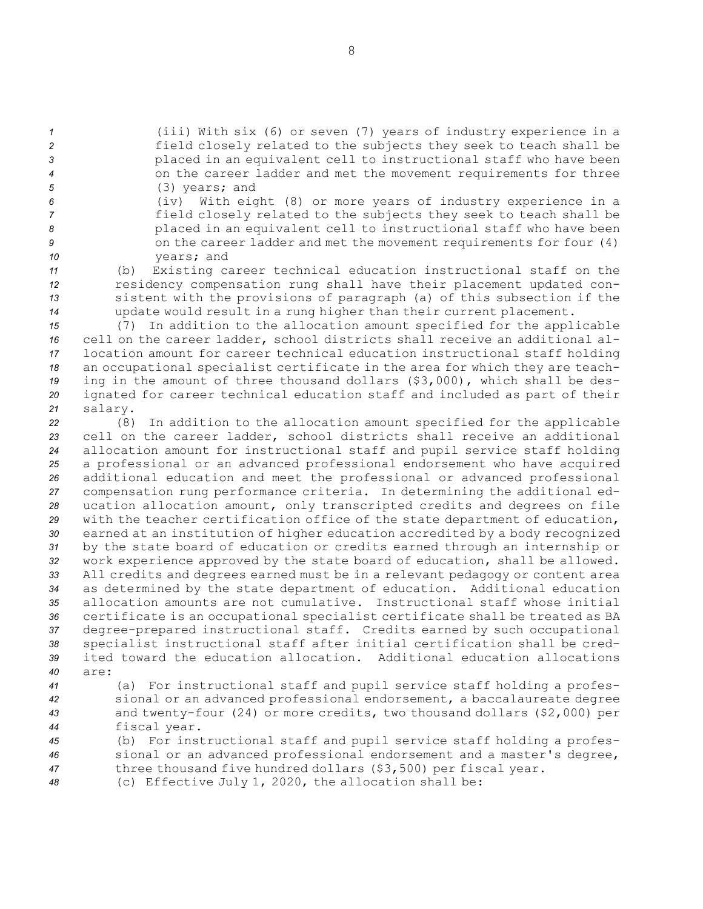(iii) With six (6) or seven (7) years of industry experience in a field closely related to the subjects they seek to teach shall be placed in an equivalent cell to instructional staff who have been on the career ladder and met the movement requirements for three (3) years; and

(iv) With eight (8) or more years of industry experience in a field closely related to the subjects they seek to teach shall be placed in an equivalent cell to instructional staff who have been on the career ladder and met the movement requirements for four (4) years; and

(b) Existing career technical education instructional staff on the residency compensation rung shall have their placement updated consistent with the provisions of paragraph (a) of this subsection if the update would result in a rung higher than their current placement.

(7) In addition to the allocation amount specified for the applicable cell on the career ladder, school districts shall receive an additional allocation amount for career technical education instructional staff holding an occupational specialist certificate in the area for which they are teaching in the amount of three thousand dollars ($3,000), which shall be designated for career technical education staff and included as part of their salary.

(8) In addition to the allocation amount specified for the applicable cell on the career ladder, school districts shall receive an additional allocation amount for instructional staff and pupil service staff holding a professional or an advanced professional endorsement who have acquired additional education and meet the professional or advanced professional compensation rung performance criteria. In determining the additional education allocation amount, only transcripted credits and degrees on file with the teacher certification office of the state department of education, earned at an institution of higher education accredited by a body recognized by the state board of education or credits earned through an internship or work experience approved by the state board of education, shall be allowed. All credits and degrees earned must be in a relevant pedagogy or content area as determined by the state department of education. Additional education allocation amounts are not cumulative. Instructional staff whose initial certificate is an occupational specialist certificate shall be treated as BA degree-prepared instructional staff. Credits earned by such occupational specialist instructional staff after initial certification shall be credited toward the education allocation. Additional education allocations are:

(a) For instructional staff and pupil service staff holding a professional or an advanced professional endorsement, a baccalaureate degree and twenty-four (24) or more credits, two thousand dollars ($2,000) per fiscal year.

(b) For instructional staff and pupil service staff holding a professional or an advanced professional endorsement and a master's degree, three thousand five hundred dollars ($3,500) per fiscal year.

(c) Effective July 1, 2020, the allocation shall be: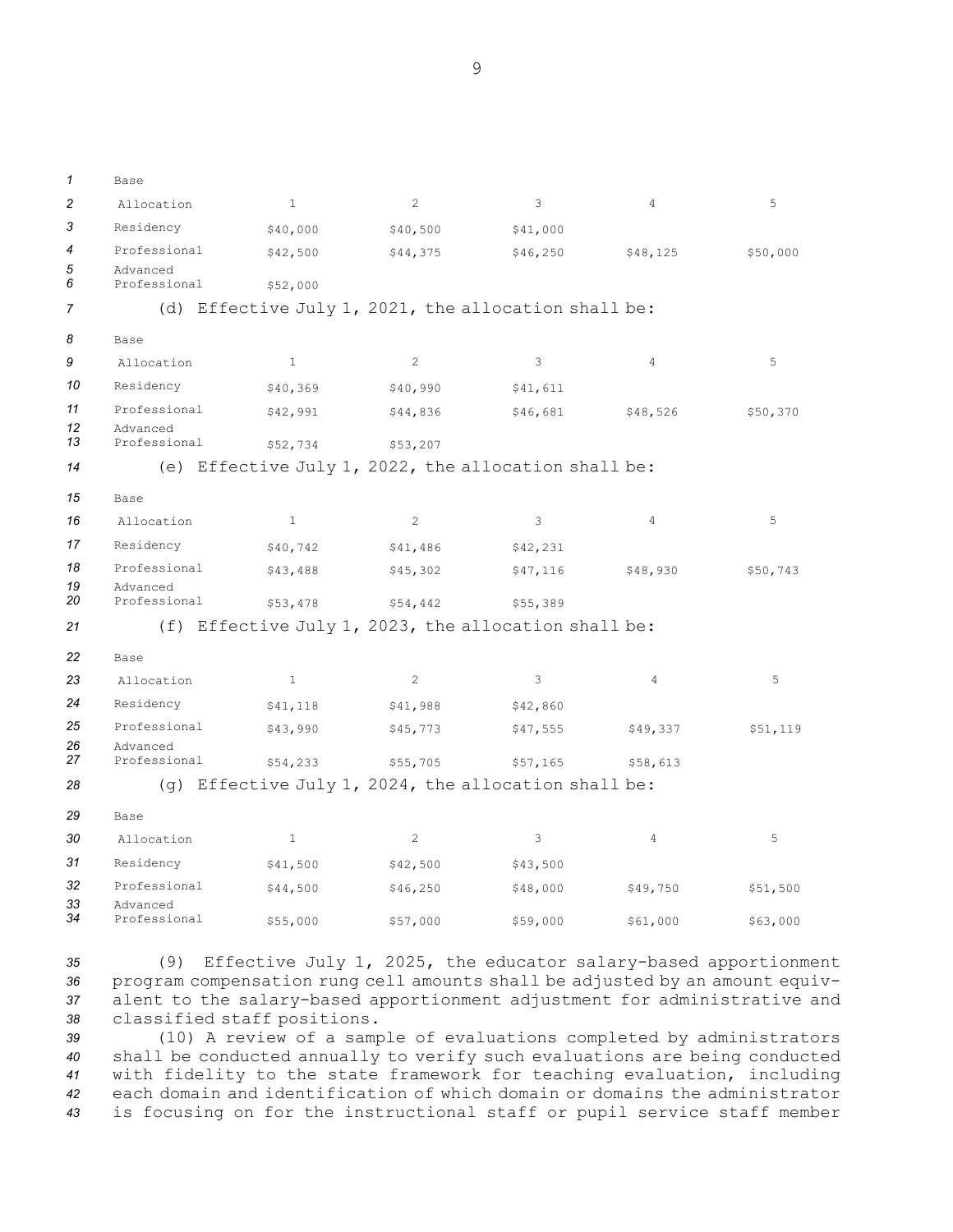| Base Allocation | 1 | 2 | 3 | 4 | 5 |
|---|---|---|---|---|---|
| Residency | $40,000 | $40,500 | $41,000 | | |
| Professional | $42,500 | $44,375 | $46,250 | $48,125 | $50,000 |
| Advanced Professional | $52,000 | | | | |

(d) Effective July 1, 2021, the allocation shall be:

| Base Allocation | 1 | 2 | 3 | 4 | 5 |
|---|---|---|---|---|---|
| Residency | $40,369 | $40,990 | $41,611 | | |
| Professional | $42,991 | $44,836 | $46,681 | $48,526 | $50,370 |
| Advanced Professional | $52,734 | $53,207 | | | |

(e) Effective July 1, 2022, the allocation shall be:

| Base Allocation | 1 | 2 | 3 | 4 | 5 |
|---|---|---|---|---|---|
| Residency | $40,742 | $41,486 | $42,231 | | |
| Professional | $43,488 | $45,302 | $47,116 | $48,930 | $50,743 |
| Advanced Professional | $53,478 | $54,442 | $55,389 | | |

(f) Effective July 1, 2023, the allocation shall be:

| Base Allocation | 1 | 2 | 3 | 4 | 5 |
|---|---|---|---|---|---|
| Residency | $41,118 | $41,988 | $42,860 | | |
| Professional | $43,990 | $45,773 | $47,555 | $49,337 | $51,119 |
| Advanced Professional | $54,233 | $55,705 | $57,165 | $58,613 | |

(g) Effective July 1, 2024, the allocation shall be:

| Base Allocation | 1 | 2 | 3 | 4 | 5 |
|---|---|---|---|---|---|
| Residency | $41,500 | $42,500 | $43,500 | | |
| Professional | $44,500 | $46,250 | $48,000 | $49,750 | $51,500 |
| Advanced Professional | $55,000 | $57,000 | $59,000 | $61,000 | $63,000 |

(9) Effective July 1, 2025, the educator salary-based apportionment program compensation rung cell amounts shall be adjusted by an amount equivalent to the salary-based apportionment adjustment for administrative and classified staff positions.

(10) A review of a sample of evaluations completed by administrators shall be conducted annually to verify such evaluations are being conducted with fidelity to the state framework for teaching evaluation, including each domain and identification of which domain or domains the administrator is focusing on for the instructional staff or pupil service staff member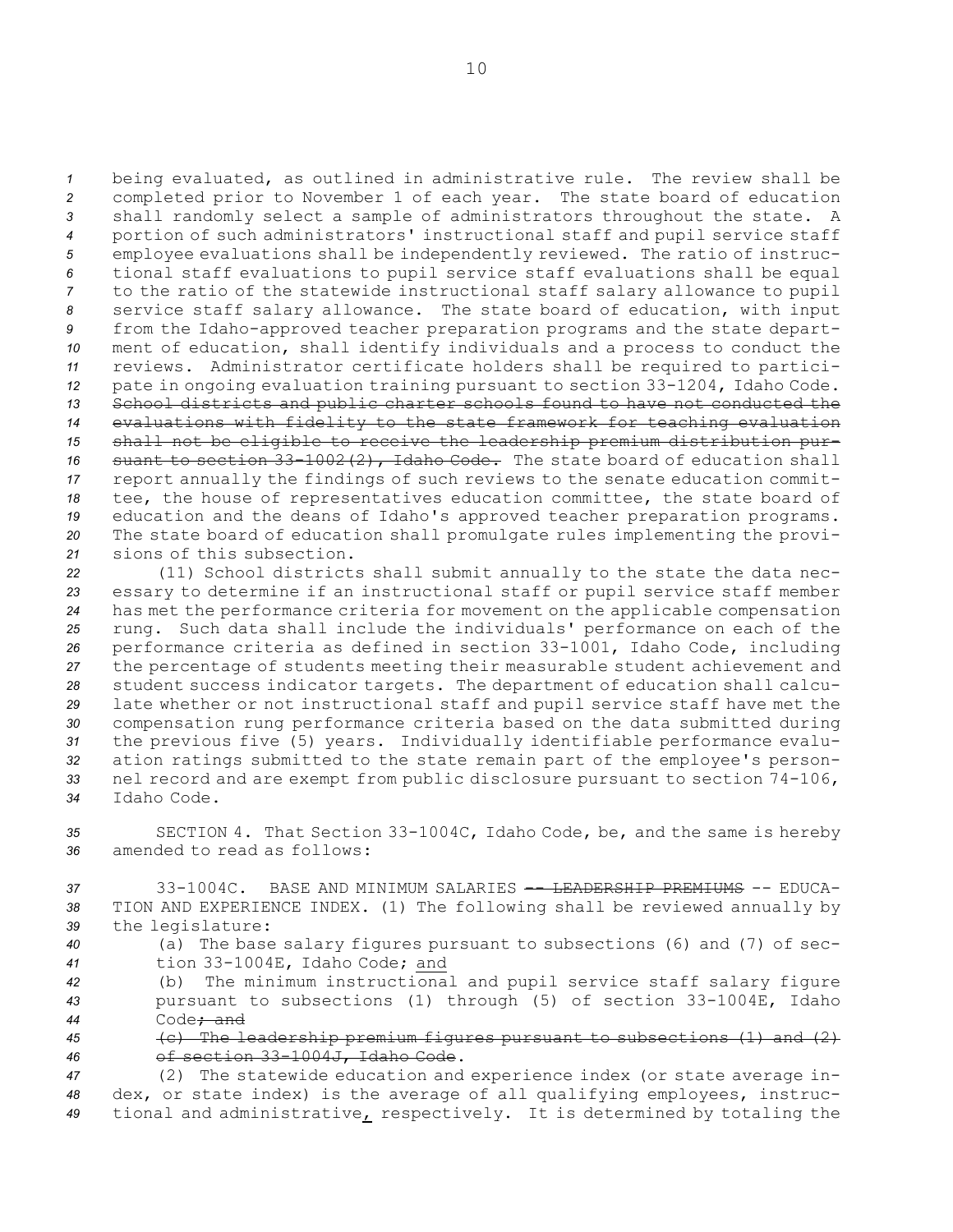being evaluated, as outlined in administrative rule. The review shall be completed prior to November 1 of each year. The state board of education shall randomly select a sample of administrators throughout the state. A portion of such administrators' instructional staff and pupil service staff employee evaluations shall be independently reviewed. The ratio of instructional staff evaluations to pupil service staff evaluations shall be equal to the ratio of the statewide instructional staff salary allowance to pupil service staff salary allowance. The state board of education, with input from the Idaho-approved teacher preparation programs and the state department of education, shall identify individuals and a process to conduct the reviews. Administrator certificate holders shall be required to participate in ongoing evaluation training pursuant to section 33-1204, Idaho Code. ~~School districts and public charter schools found to have not conducted the evaluations with fidelity to the state framework for teaching evaluation shall not be eligible to receive the leadership premium distribution pursuant to section 33-1002(2), Idaho Code.~~ The state board of education shall report annually the findings of such reviews to the senate education committee, the house of representatives education committee, the state board of education and the deans of Idaho's approved teacher preparation programs. The state board of education shall promulgate rules implementing the provisions of this subsection.

(11) School districts shall submit annually to the state the data necessary to determine if an instructional staff or pupil service staff member has met the performance criteria for movement on the applicable compensation rung. Such data shall include the individuals' performance on each of the performance criteria as defined in section 33-1001, Idaho Code, including the percentage of students meeting their measurable student achievement and student success indicator targets. The department of education shall calculate whether or not instructional staff and pupil service staff have met the compensation rung performance criteria based on the data submitted during the previous five (5) years. Individually identifiable performance evaluation ratings submitted to the state remain part of the employee's personnel record and are exempt from public disclosure pursuant to section 74-106, Idaho Code.

SECTION 4. That Section 33-1004C, Idaho Code, be, and the same is hereby amended to read as follows:

33-1004C. BASE AND MINIMUM SALARIES ~~-- LEADERSHIP PREMIUMS~~ -- EDUCATION AND EXPERIENCE INDEX. (1) The following shall be reviewed annually by the legislature:

(a) The base salary figures pursuant to subsections (6) and (7) of section 33-1004E, Idaho Code; <u>and</u>

(b) The minimum instructional and pupil service staff salary figure pursuant to subsections (1) through (5) of section 33-1004E, Idaho Code~~; and~~

~~(c) The leadership premium figures pursuant to subsections (1) and (2) of section 33-1004J, Idaho Code~~.

(2) The statewide education and experience index (or state average index, or state index) is the average of all qualifying employees, instructional and administrative<u>,</u> respectively. It is determined by totaling the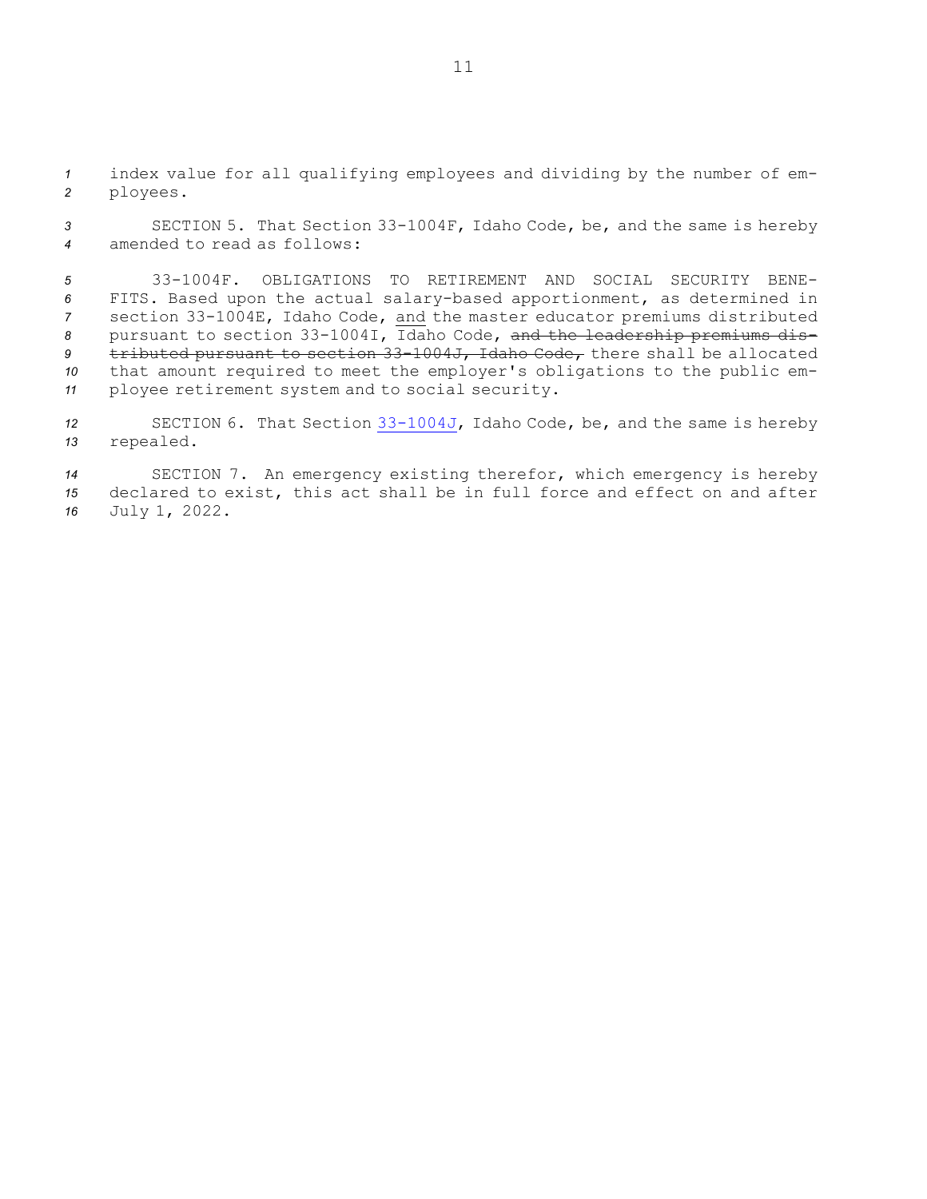index value for all qualifying employees and dividing by the number of employees.

SECTION 5. That Section 33-1004F, Idaho Code, be, and the same is hereby amended to read as follows:

33-1004F. OBLIGATIONS TO RETIREMENT AND SOCIAL SECURITY BENEFITS. Based upon the actual salary-based apportionment, as determined in section 33-1004E, Idaho Code, <u>and</u> the master educator premiums distributed pursuant to section 33-1004I, Idaho Code, ~~and the leadership premiums distributed pursuant to section 33-1004J, Idaho Code,~~ there shall be allocated that amount required to meet the employer's obligations to the public employee retirement system and to social security.

SECTION 6. That Section 33-1004J, Idaho Code, be, and the same is hereby repealed.

SECTION 7. An emergency existing therefor, which emergency is hereby declared to exist, this act shall be in full force and effect on and after July 1, 2022.